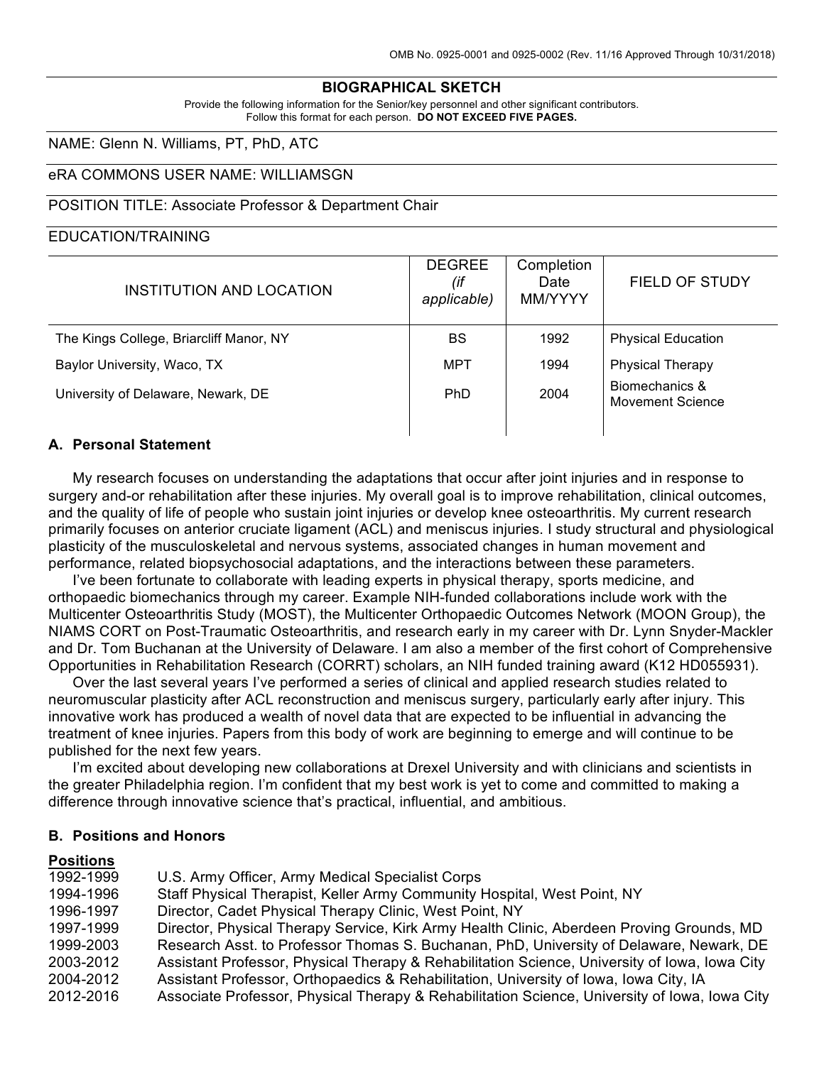OMB No. 0925-0001 and 0925-0002 (Rev. 11/16 Approved Through 10/31/2018)

## BIOGRAPHICAL SKETCH

Provide the following information for the Senior/key personnel and other significant contributors.
Follow this format for each person. **DO NOT EXCEED FIVE PAGES.**

NAME: Glenn N. Williams, PT, PhD, ATC

eRA COMMONS USER NAME: WILLIAMSGN

POSITION TITLE: Associate Professor & Department Chair

EDUCATION/TRAINING

| INSTITUTION AND LOCATION | DEGREE *(if applicable)* | Completion Date MM/YYYY | FIELD OF STUDY |
|---|---|---|---|
| The Kings College, Briarcliff Manor, NY | BS | 1992 | Physical Education |
| Baylor University, Waco, TX | MPT | 1994 | Physical Therapy |
| University of Delaware, Newark, DE | PhD | 2004 | Biomechanics & Movement Science |

### A. Personal Statement

My research focuses on understanding the adaptations that occur after joint injuries and in response to surgery and-or rehabilitation after these injuries. My overall goal is to improve rehabilitation, clinical outcomes, and the quality of life of people who sustain joint injuries or develop knee osteoarthritis. My current research primarily focuses on anterior cruciate ligament (ACL) and meniscus injuries. I study structural and physiological plasticity of the musculoskeletal and nervous systems, associated changes in human movement and performance, related biopsychosocial adaptations, and the interactions between these parameters.

I've been fortunate to collaborate with leading experts in physical therapy, sports medicine, and orthopaedic biomechanics through my career. Example NIH-funded collaborations include work with the Multicenter Osteoarthritis Study (MOST), the Multicenter Orthopaedic Outcomes Network (MOON Group), the NIAMS CORT on Post-Traumatic Osteoarthritis, and research early in my career with Dr. Lynn Snyder-Mackler and Dr. Tom Buchanan at the University of Delaware. I am also a member of the first cohort of Comprehensive Opportunities in Rehabilitation Research (CORRT) scholars, an NIH funded training award (K12 HD055931).

Over the last several years I've performed a series of clinical and applied research studies related to neuromuscular plasticity after ACL reconstruction and meniscus surgery, particularly early after injury. This innovative work has produced a wealth of novel data that are expected to be influential in advancing the treatment of knee injuries. Papers from this body of work are beginning to emerge and will continue to be published for the next few years.

I'm excited about developing new collaborations at Drexel University and with clinicians and scientists in the greater Philadelphia region. I'm confident that my best work is yet to come and committed to making a difference through innovative science that's practical, influential, and ambitious.

### B. Positions and Honors

**Positions**

- 1992-1999 U.S. Army Officer, Army Medical Specialist Corps
- 1994-1996 Staff Physical Therapist, Keller Army Community Hospital, West Point, NY
- 1996-1997 Director, Cadet Physical Therapy Clinic, West Point, NY
- 1997-1999 Director, Physical Therapy Service, Kirk Army Health Clinic, Aberdeen Proving Grounds, MD
- 1999-2003 Research Asst. to Professor Thomas S. Buchanan, PhD, University of Delaware, Newark, DE
- 2003-2012 Assistant Professor, Physical Therapy & Rehabilitation Science, University of Iowa, Iowa City
- 2004-2012 Assistant Professor, Orthopaedics & Rehabilitation, University of Iowa, Iowa City, IA
- 2012-2016 Associate Professor, Physical Therapy & Rehabilitation Science, University of Iowa, Iowa City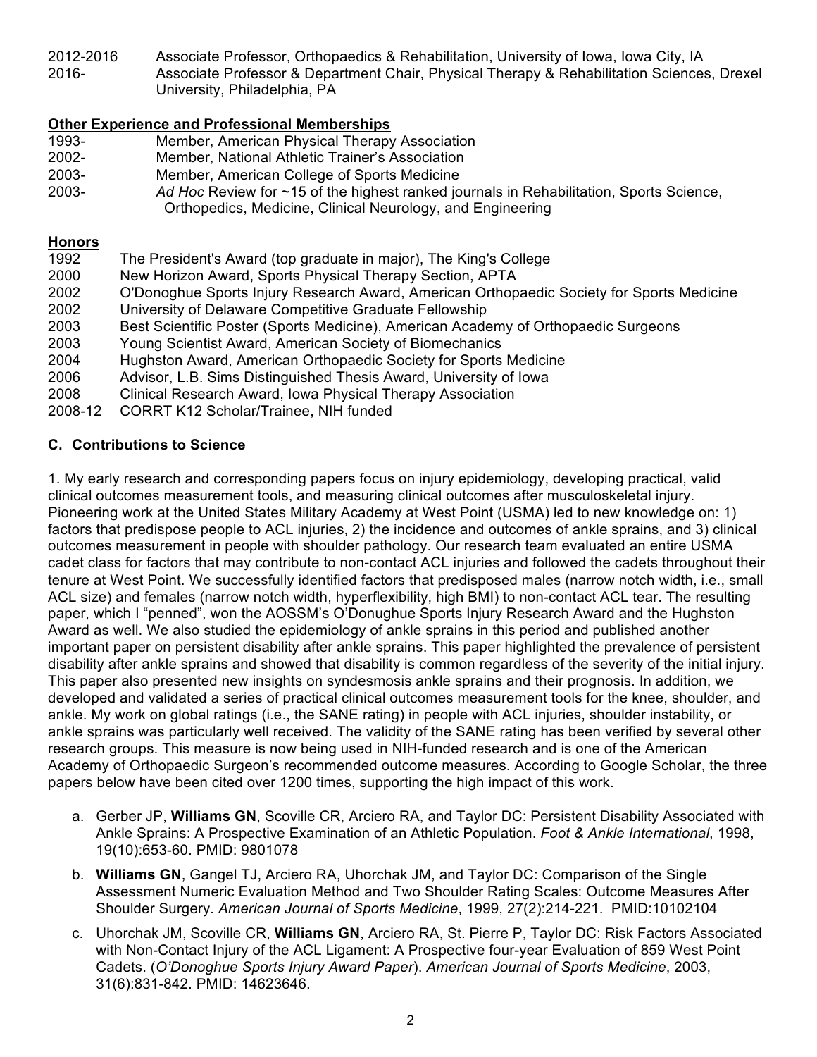2012-2016 Associate Professor, Orthopaedics & Rehabilitation, University of Iowa, Iowa City, IA
2016- Associate Professor & Department Chair, Physical Therapy & Rehabilitation Sciences, Drexel University, Philadelphia, PA

**Other Experience and Professional Memberships**

1993- Member, American Physical Therapy Association
2002- Member, National Athletic Trainer's Association
2003- Member, American College of Sports Medicine
2003- *Ad Hoc* Review for ~15 of the highest ranked journals in Rehabilitation, Sports Science, Orthopedics, Medicine, Clinical Neurology, and Engineering

**Honors**

1992 The President's Award (top graduate in major), The King's College
2000 New Horizon Award, Sports Physical Therapy Section, APTA
2002 O'Donoghue Sports Injury Research Award, American Orthopaedic Society for Sports Medicine
2002 University of Delaware Competitive Graduate Fellowship
2003 Best Scientific Poster (Sports Medicine), American Academy of Orthopaedic Surgeons
2003 Young Scientist Award, American Society of Biomechanics
2004 Hughston Award, American Orthopaedic Society for Sports Medicine
2006 Advisor, L.B. Sims Distinguished Thesis Award, University of Iowa
2008 Clinical Research Award, Iowa Physical Therapy Association
2008-12 CORRT K12 Scholar/Trainee, NIH funded

## C. Contributions to Science

1. My early research and corresponding papers focus on injury epidemiology, developing practical, valid clinical outcomes measurement tools, and measuring clinical outcomes after musculoskeletal injury. Pioneering work at the United States Military Academy at West Point (USMA) led to new knowledge on: 1) factors that predispose people to ACL injuries, 2) the incidence and outcomes of ankle sprains, and 3) clinical outcomes measurement in people with shoulder pathology. Our research team evaluated an entire USMA cadet class for factors that may contribute to non-contact ACL injuries and followed the cadets throughout their tenure at West Point. We successfully identified factors that predisposed males (narrow notch width, i.e., small ACL size) and females (narrow notch width, hyperflexibility, high BMI) to non-contact ACL tear. The resulting paper, which I "penned", won the AOSSM's O'Donoghue Sports Injury Research Award and the Hughston Award as well. We also studied the epidemiology of ankle sprains in this period and published another important paper on persistent disability after ankle sprains. This paper highlighted the prevalence of persistent disability after ankle sprains and showed that disability is common regardless of the severity of the initial injury. This paper also presented new insights on syndesmosis ankle sprains and their prognosis. In addition, we developed and validated a series of practical clinical outcomes measurement tools for the knee, shoulder, and ankle. My work on global ratings (i.e., the SANE rating) in people with ACL injuries, shoulder instability, or ankle sprains was particularly well received. The validity of the SANE rating has been verified by several other research groups. This measure is now being used in NIH-funded research and is one of the American Academy of Orthopaedic Surgeon's recommended outcome measures. According to Google Scholar, the three papers below have been cited over 1200 times, supporting the high impact of this work.

a. Gerber JP, **Williams GN**, Scoville CR, Arciero RA, and Taylor DC: Persistent Disability Associated with Ankle Sprains: A Prospective Examination of an Athletic Population. *Foot & Ankle International*, 1998, 19(10):653-60. PMID: 9801078

b. **Williams GN**, Gangel TJ, Arciero RA, Uhorchak JM, and Taylor DC: Comparison of the Single Assessment Numeric Evaluation Method and Two Shoulder Rating Scales: Outcome Measures After Shoulder Surgery. *American Journal of Sports Medicine*, 1999, 27(2):214-221. PMID:10102104

c. Uhorchak JM, Scoville CR, **Williams GN**, Arciero RA, St. Pierre P, Taylor DC: Risk Factors Associated with Non-Contact Injury of the ACL Ligament: A Prospective four-year Evaluation of 859 West Point Cadets. (*O'Donoghue Sports Injury Award Paper*). *American Journal of Sports Medicine*, 2003, 31(6):831-842. PMID: 14623646.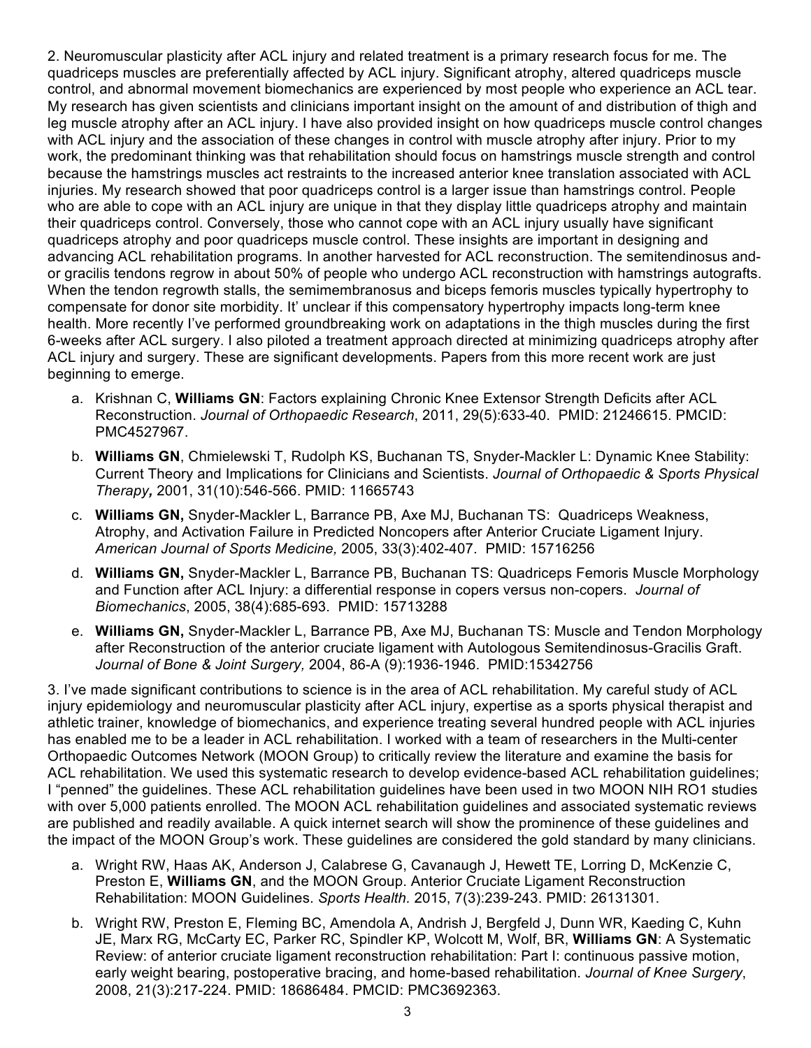2. Neuromuscular plasticity after ACL injury and related treatment is a primary research focus for me. The quadriceps muscles are preferentially affected by ACL injury. Significant atrophy, altered quadriceps muscle control, and abnormal movement biomechanics are experienced by most people who experience an ACL tear. My research has given scientists and clinicians important insight on the amount of and distribution of thigh and leg muscle atrophy after an ACL injury. I have also provided insight on how quadriceps muscle control changes with ACL injury and the association of these changes in control with muscle atrophy after injury. Prior to my work, the predominant thinking was that rehabilitation should focus on hamstrings muscle strength and control because the hamstrings muscles act restraints to the increased anterior knee translation associated with ACL injuries. My research showed that poor quadriceps control is a larger issue than hamstrings control. People who are able to cope with an ACL injury are unique in that they display little quadriceps atrophy and maintain their quadriceps control. Conversely, those who cannot cope with an ACL injury usually have significant quadriceps atrophy and poor quadriceps muscle control. These insights are important in designing and advancing ACL rehabilitation programs. In another harvested for ACL reconstruction. The semitendinosus and-or gracilis tendons regrow in about 50% of people who undergo ACL reconstruction with hamstrings autografts. When the tendon regrowth stalls, the semimembranosus and biceps femoris muscles typically hypertrophy to compensate for donor site morbidity. It' unclear if this compensatory hypertrophy impacts long-term knee health. More recently I've performed groundbreaking work on adaptations in the thigh muscles during the first 6-weeks after ACL surgery. I also piloted a treatment approach directed at minimizing quadriceps atrophy after ACL injury and surgery. These are significant developments. Papers from this more recent work are just beginning to emerge.

a. Krishnan C, **Williams GN**: Factors explaining Chronic Knee Extensor Strength Deficits after ACL Reconstruction. *Journal of Orthopaedic Research*, 2011, 29(5):633-40. PMID: 21246615. PMCID: PMC4527967.

b. **Williams GN**, Chmielewski T, Rudolph KS, Buchanan TS, Snyder-Mackler L: Dynamic Knee Stability: Current Theory and Implications for Clinicians and Scientists. *Journal of Orthopaedic & Sports Physical Therapy***,** 2001, 31(10):546-566. PMID: 11665743

c. **Williams GN,** Snyder-Mackler L, Barrance PB, Axe MJ, Buchanan TS: Quadriceps Weakness, Atrophy, and Activation Failure in Predicted Noncopers after Anterior Cruciate Ligament Injury. *American Journal of Sports Medicine,* 2005, 33(3):402-407. PMID: 15716256

d. **Williams GN,** Snyder-Mackler L, Barrance PB, Buchanan TS: Quadriceps Femoris Muscle Morphology and Function after ACL Injury: a differential response in copers versus non-copers. *Journal of Biomechanics*, 2005, 38(4):685-693. PMID: 15713288

e. **Williams GN,** Snyder-Mackler L, Barrance PB, Axe MJ, Buchanan TS: Muscle and Tendon Morphology after Reconstruction of the anterior cruciate ligament with Autologous Semitendinosus-Gracilis Graft. *Journal of Bone & Joint Surgery,* 2004, 86-A (9):1936-1946. PMID:15342756

3. I've made significant contributions to science is in the area of ACL rehabilitation. My careful study of ACL injury epidemiology and neuromuscular plasticity after ACL injury, expertise as a sports physical therapist and athletic trainer, knowledge of biomechanics, and experience treating several hundred people with ACL injuries has enabled me to be a leader in ACL rehabilitation. I worked with a team of researchers in the Multi-center Orthopaedic Outcomes Network (MOON Group) to critically review the literature and examine the basis for ACL rehabilitation. We used this systematic research to develop evidence-based ACL rehabilitation guidelines; I "penned" the guidelines. These ACL rehabilitation guidelines have been used in two MOON NIH RO1 studies with over 5,000 patients enrolled. The MOON ACL rehabilitation guidelines and associated systematic reviews are published and readily available. A quick internet search will show the prominence of these guidelines and the impact of the MOON Group's work. These guidelines are considered the gold standard by many clinicians.

a. Wright RW, Haas AK, Anderson J, Calabrese G, Cavanaugh J, Hewett TE, Lorring D, McKenzie C, Preston E, **Williams GN**, and the MOON Group. Anterior Cruciate Ligament Reconstruction Rehabilitation: MOON Guidelines. *Sports Health.* 2015, 7(3):239-243. PMID: 26131301.

b. Wright RW, Preston E, Fleming BC, Amendola A, Andrish J, Bergfeld J, Dunn WR, Kaeding C, Kuhn JE, Marx RG, McCarty EC, Parker RC, Spindler KP, Wolcott M, Wolf, BR, **Williams GN**: A Systematic Review: of anterior cruciate ligament reconstruction rehabilitation: Part I: continuous passive motion, early weight bearing, postoperative bracing, and home-based rehabilitation. *Journal of Knee Surgery*, 2008, 21(3):217-224. PMID: 18686484. PMCID: PMC3692363.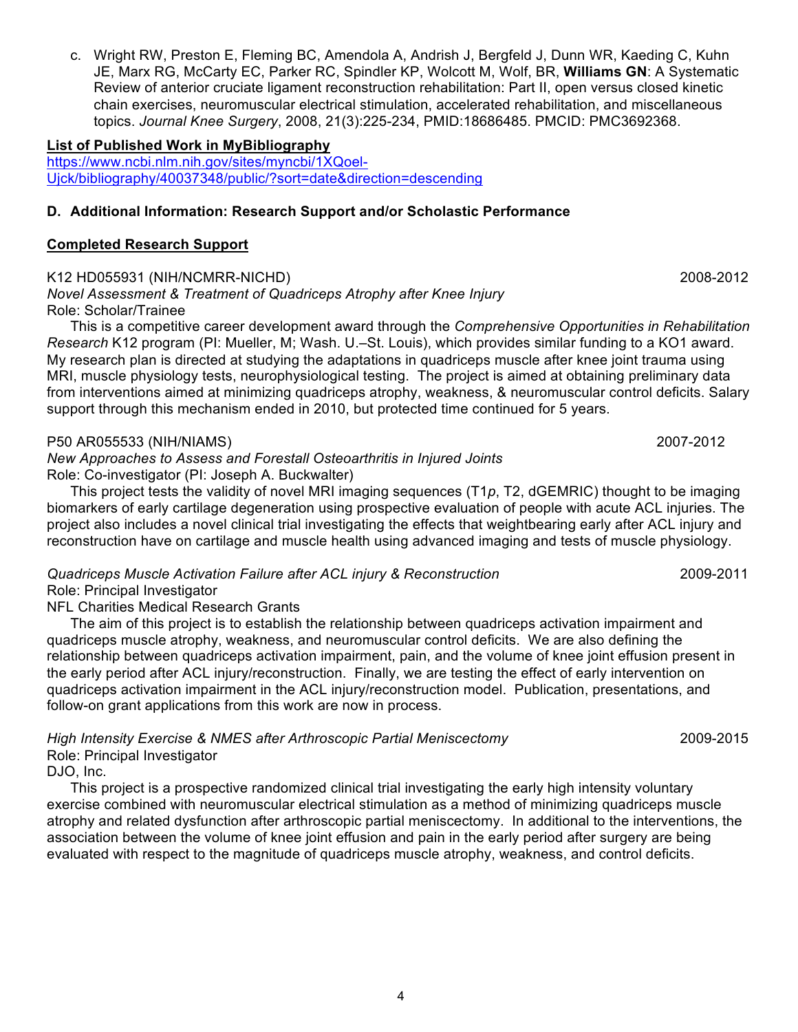c. Wright RW, Preston E, Fleming BC, Amendola A, Andrish J, Bergfeld J, Dunn WR, Kaeding C, Kuhn JE, Marx RG, McCarty EC, Parker RC, Spindler KP, Wolcott M, Wolf, BR, **Williams GN**: A Systematic Review of anterior cruciate ligament reconstruction rehabilitation: Part II, open versus closed kinetic chain exercises, neuromuscular electrical stimulation, accelerated rehabilitation, and miscellaneous topics. *Journal Knee Surgery*, 2008, 21(3):225-234, PMID:18686485. PMCID: PMC3692368.

**List of Published Work in MyBibliography**

https://www.ncbi.nlm.nih.gov/sites/myncbi/1XQoel-Ujck/bibliography/40037348/public/?sort=date&direction=descending

### D. Additional Information: Research Support and/or Scholastic Performance

**Completed Research Support**

K12 HD055931 (NIH/NCMRR-NICHD) 2008-2012
*Novel Assessment & Treatment of Quadriceps Atrophy after Knee Injury*
Role: Scholar/Trainee

This is a competitive career development award through the *Comprehensive Opportunities in Rehabilitation Research* K12 program (PI: Mueller, M; Wash. U.–St. Louis), which provides similar funding to a KO1 award. My research plan is directed at studying the adaptations in quadriceps muscle after knee joint trauma using MRI, muscle physiology tests, neurophysiological testing. The project is aimed at obtaining preliminary data from interventions aimed at minimizing quadriceps atrophy, weakness, & neuromuscular control deficits. Salary support through this mechanism ended in 2010, but protected time continued for 5 years.

P50 AR055533 (NIH/NIAMS) 2007-2012
*New Approaches to Assess and Forestall Osteoarthritis in Injured Joints*
Role: Co-investigator (PI: Joseph A. Buckwalter)

This project tests the validity of novel MRI imaging sequences (T1*p*, T2, dGEMRIC) thought to be imaging biomarkers of early cartilage degeneration using prospective evaluation of people with acute ACL injuries. The project also includes a novel clinical trial investigating the effects that weightbearing early after ACL injury and reconstruction have on cartilage and muscle health using advanced imaging and tests of muscle physiology.

*Quadriceps Muscle Activation Failure after ACL injury & Reconstruction* 2009-2011
Role: Principal Investigator
NFL Charities Medical Research Grants

The aim of this project is to establish the relationship between quadriceps activation impairment and quadriceps muscle atrophy, weakness, and neuromuscular control deficits. We are also defining the relationship between quadriceps activation impairment, pain, and the volume of knee joint effusion present in the early period after ACL injury/reconstruction. Finally, we are testing the effect of early intervention on quadriceps activation impairment in the ACL injury/reconstruction model. Publication, presentations, and follow-on grant applications from this work are now in process.

*High Intensity Exercise & NMES after Arthroscopic Partial Meniscectomy* 2009-2015
Role: Principal Investigator
DJO, Inc.

This project is a prospective randomized clinical trial investigating the early high intensity voluntary exercise combined with neuromuscular electrical stimulation as a method of minimizing quadriceps muscle atrophy and related dysfunction after arthroscopic partial meniscectomy. In additional to the interventions, the association between the volume of knee joint effusion and pain in the early period after surgery are being evaluated with respect to the magnitude of quadriceps muscle atrophy, weakness, and control deficits.